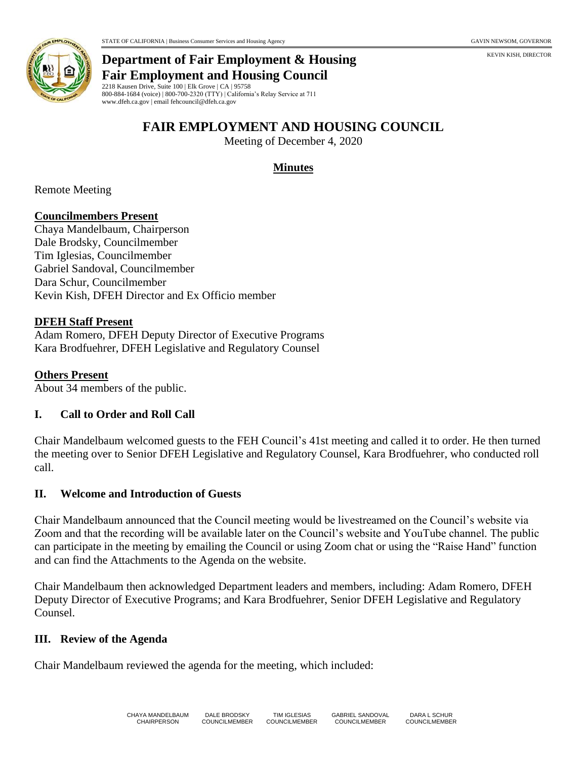STATE OF CALIFORNIA | Business Consumer Services and Housing Agency GAVIN NEWSOM, GOVERNOR

KEVIN KISH, DIRECTOR

**Department of Fair Employment & Housing**
**Fair Employment and Housing Council**
2218 Kausen Drive, Suite 100 | Elk Grove | CA | 95758
800-884-1684 (voice) | 800-700-2320 (TTY) | California's Relay Service at 711
www.dfeh.ca.gov | email fehcouncil@dfeh.ca.gov

# FAIR EMPLOYMENT AND HOUSING COUNCIL

Meeting of December 4, 2020

## Minutes

Remote Meeting

**Councilmembers Present**
Chaya Mandelbaum, Chairperson
Dale Brodsky, Councilmember
Tim Iglesias, Councilmember
Gabriel Sandoval, Councilmember
Dara Schur, Councilmember
Kevin Kish, DFEH Director and Ex Officio member

**DFEH Staff Present**
Adam Romero, DFEH Deputy Director of Executive Programs
Kara Brodfuehrer, DFEH Legislative and Regulatory Counsel

**Others Present**
About 34 members of the public.

### I. Call to Order and Roll Call

Chair Mandelbaum welcomed guests to the FEH Council's 41st meeting and called it to order. He then turned the meeting over to Senior DFEH Legislative and Regulatory Counsel, Kara Brodfuehrer, who conducted roll call.

### II. Welcome and Introduction of Guests

Chair Mandelbaum announced that the Council meeting would be livestreamed on the Council's website via Zoom and that the recording will be available later on the Council's website and YouTube channel. The public can participate in the meeting by emailing the Council or using Zoom chat or using the "Raise Hand" function and can find the Attachments to the Agenda on the website.

Chair Mandelbaum then acknowledged Department leaders and members, including: Adam Romero, DFEH Deputy Director of Executive Programs; and Kara Brodfuehrer, Senior DFEH Legislative and Regulatory Counsel.

### III. Review of the Agenda

Chair Mandelbaum reviewed the agenda for the meeting, which included:

CHAYA MANDELBAUM CHAIRPERSON | DALE BRODSKY COUNCILMEMBER | TIM IGLESIAS COUNCILMEMBER | GABRIEL SANDOVAL COUNCILMEMBER | DARA L SCHUR COUNCILMEMBER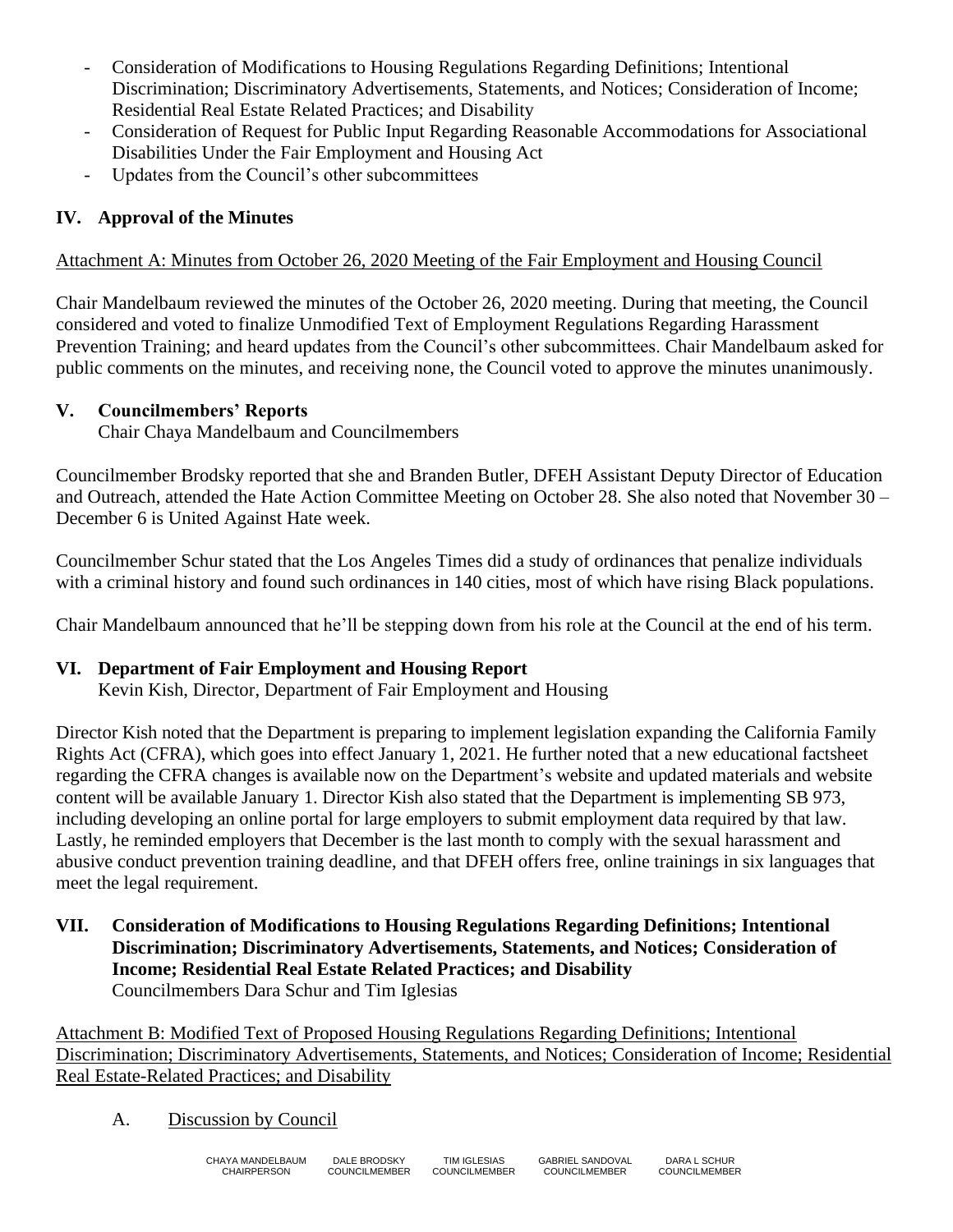- Consideration of Modifications to Housing Regulations Regarding Definitions; Intentional Discrimination; Discriminatory Advertisements, Statements, and Notices; Consideration of Income; Residential Real Estate Related Practices; and Disability
- Consideration of Request for Public Input Regarding Reasonable Accommodations for Associational Disabilities Under the Fair Employment and Housing Act
- Updates from the Council's other subcommittees

## IV. Approval of the Minutes

Attachment A: Minutes from October 26, 2020 Meeting of the Fair Employment and Housing Council

Chair Mandelbaum reviewed the minutes of the October 26, 2020 meeting. During that meeting, the Council considered and voted to finalize Unmodified Text of Employment Regulations Regarding Harassment Prevention Training; and heard updates from the Council's other subcommittees. Chair Mandelbaum asked for public comments on the minutes, and receiving none, the Council voted to approve the minutes unanimously.

## V. Councilmembers' Reports

Chair Chaya Mandelbaum and Councilmembers

Councilmember Brodsky reported that she and Branden Butler, DFEH Assistant Deputy Director of Education and Outreach, attended the Hate Action Committee Meeting on October 28. She also noted that November 30 – December 6 is United Against Hate week.

Councilmember Schur stated that the Los Angeles Times did a study of ordinances that penalize individuals with a criminal history and found such ordinances in 140 cities, most of which have rising Black populations.

Chair Mandelbaum announced that he'll be stepping down from his role at the Council at the end of his term.

## VI. Department of Fair Employment and Housing Report

Kevin Kish, Director, Department of Fair Employment and Housing

Director Kish noted that the Department is preparing to implement legislation expanding the California Family Rights Act (CFRA), which goes into effect January 1, 2021. He further noted that a new educational factsheet regarding the CFRA changes is available now on the Department's website and updated materials and website content will be available January 1. Director Kish also stated that the Department is implementing SB 973, including developing an online portal for large employers to submit employment data required by that law. Lastly, he reminded employers that December is the last month to comply with the sexual harassment and abusive conduct prevention training deadline, and that DFEH offers free, online trainings in six languages that meet the legal requirement.

## VII. Consideration of Modifications to Housing Regulations Regarding Definitions; Intentional Discrimination; Discriminatory Advertisements, Statements, and Notices; Consideration of Income; Residential Real Estate Related Practices; and Disability

Councilmembers Dara Schur and Tim Iglesias

Attachment B: Modified Text of Proposed Housing Regulations Regarding Definitions; Intentional Discrimination; Discriminatory Advertisements, Statements, and Notices; Consideration of Income; Residential Real Estate-Related Practices; and Disability

A. Discussion by Council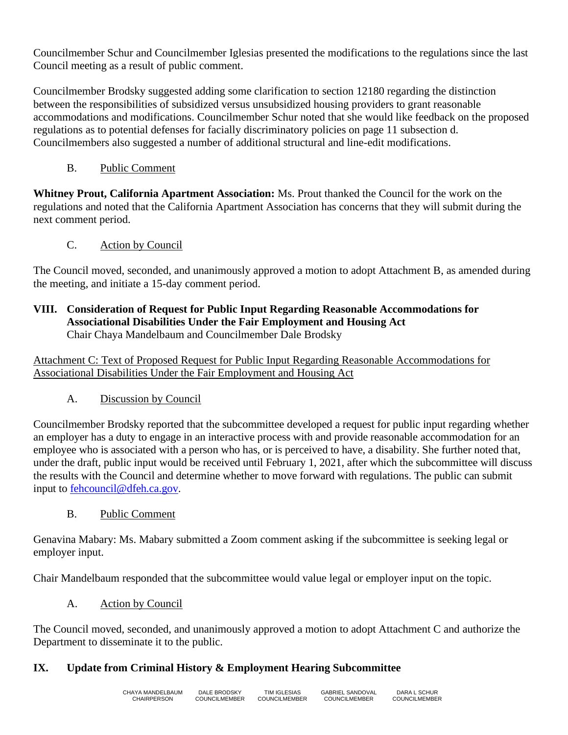Councilmember Schur and Councilmember Iglesias presented the modifications to the regulations since the last Council meeting as a result of public comment.

Councilmember Brodsky suggested adding some clarification to section 12180 regarding the distinction between the responsibilities of subsidized versus unsubsidized housing providers to grant reasonable accommodations and modifications. Councilmember Schur noted that she would like feedback on the proposed regulations as to potential defenses for facially discriminatory policies on page 11 subsection d. Councilmembers also suggested a number of additional structural and line-edit modifications.

B. Public Comment

**Whitney Prout, California Apartment Association:** Ms. Prout thanked the Council for the work on the regulations and noted that the California Apartment Association has concerns that they will submit during the next comment period.

C. Action by Council

The Council moved, seconded, and unanimously approved a motion to adopt Attachment B, as amended during the meeting, and initiate a 15-day comment period.

## VIII. Consideration of Request for Public Input Regarding Reasonable Accommodations for Associational Disabilities Under the Fair Employment and Housing Act

Chair Chaya Mandelbaum and Councilmember Dale Brodsky

Attachment C: Text of Proposed Request for Public Input Regarding Reasonable Accommodations for Associational Disabilities Under the Fair Employment and Housing Act

A. Discussion by Council

Councilmember Brodsky reported that the subcommittee developed a request for public input regarding whether an employer has a duty to engage in an interactive process with and provide reasonable accommodation for an employee who is associated with a person who has, or is perceived to have, a disability. She further noted that, under the draft, public input would be received until February 1, 2021, after which the subcommittee will discuss the results with the Council and determine whether to move forward with regulations. The public can submit input to fehcouncil@dfeh.ca.gov.

B. Public Comment

Genavina Mabary: Ms. Mabary submitted a Zoom comment asking if the subcommittee is seeking legal or employer input.

Chair Mandelbaum responded that the subcommittee would value legal or employer input on the topic.

A. Action by Council

The Council moved, seconded, and unanimously approved a motion to adopt Attachment C and authorize the Department to disseminate it to the public.

## IX. Update from Criminal History & Employment Hearing Subcommittee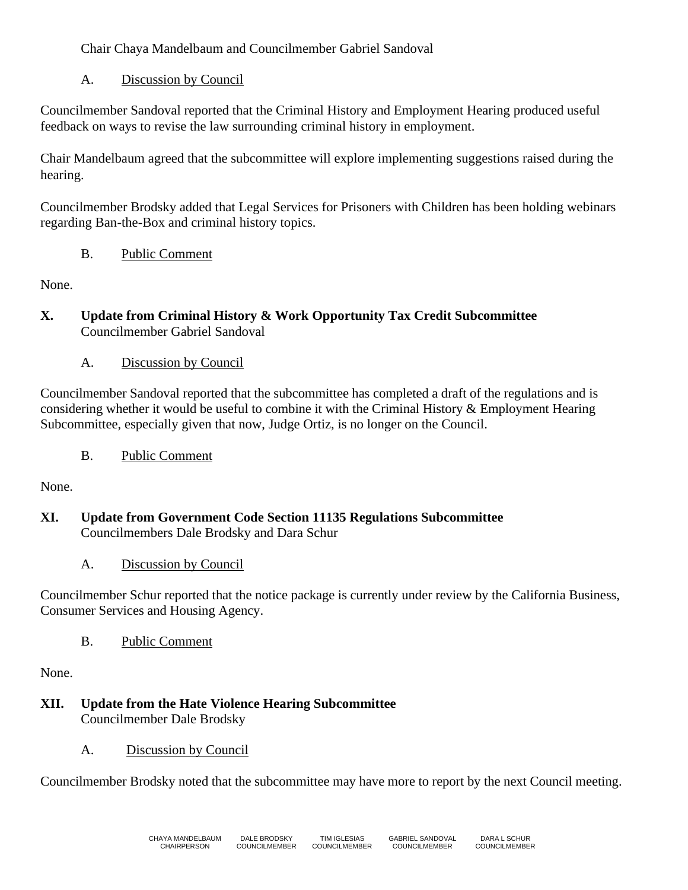Chair Chaya Mandelbaum and Councilmember Gabriel Sandoval

A. Discussion by Council

Councilmember Sandoval reported that the Criminal History and Employment Hearing produced useful feedback on ways to revise the law surrounding criminal history in employment.

Chair Mandelbaum agreed that the subcommittee will explore implementing suggestions raised during the hearing.

Councilmember Brodsky added that Legal Services for Prisoners with Children has been holding webinars regarding Ban-the-Box and criminal history topics.

B. Public Comment

None.

## X. Update from Criminal History & Work Opportunity Tax Credit Subcommittee

Councilmember Gabriel Sandoval

A. Discussion by Council

Councilmember Sandoval reported that the subcommittee has completed a draft of the regulations and is considering whether it would be useful to combine it with the Criminal History & Employment Hearing Subcommittee, especially given that now, Judge Ortiz, is no longer on the Council.

B. Public Comment

None.

## XI. Update from Government Code Section 11135 Regulations Subcommittee

Councilmembers Dale Brodsky and Dara Schur

A. Discussion by Council

Councilmember Schur reported that the notice package is currently under review by the California Business, Consumer Services and Housing Agency.

B. Public Comment

None.

## XII. Update from the Hate Violence Hearing Subcommittee

Councilmember Dale Brodsky

A. Discussion by Council

Councilmember Brodsky noted that the subcommittee may have more to report by the next Council meeting.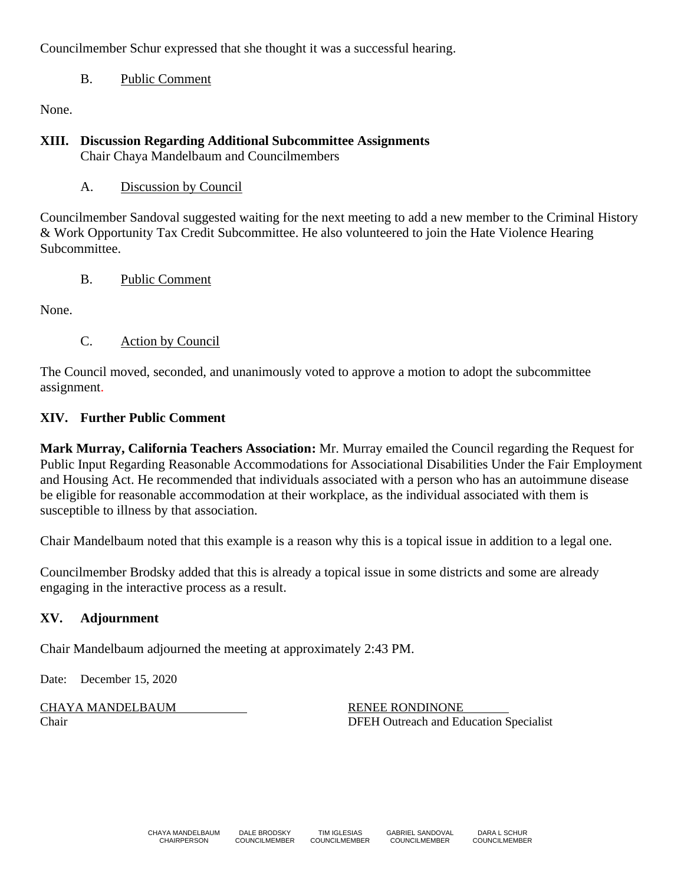Councilmember Schur expressed that she thought it was a successful hearing.

B. Public Comment

None.

## XIII. Discussion Regarding Additional Subcommittee Assignments

Chair Chaya Mandelbaum and Councilmembers

A. Discussion by Council

Councilmember Sandoval suggested waiting for the next meeting to add a new member to the Criminal History & Work Opportunity Tax Credit Subcommittee. He also volunteered to join the Hate Violence Hearing Subcommittee.

B. Public Comment

None.

C. Action by Council

The Council moved, seconded, and unanimously voted to approve a motion to adopt the subcommittee assignment.

## XIV. Further Public Comment

**Mark Murray, California Teachers Association:** Mr. Murray emailed the Council regarding the Request for Public Input Regarding Reasonable Accommodations for Associational Disabilities Under the Fair Employment and Housing Act. He recommended that individuals associated with a person who has an autoimmune disease be eligible for reasonable accommodation at their workplace, as the individual associated with them is susceptible to illness by that association.

Chair Mandelbaum noted that this example is a reason why this is a topical issue in addition to a legal one.

Councilmember Brodsky added that this is already a topical issue in some districts and some are already engaging in the interactive process as a result.

## XV. Adjournment

Chair Mandelbaum adjourned the meeting at approximately 2:43 PM.

Date: December 15, 2020

CHAYA MANDELBAUM
Chair

RENEE RONDINONE
DFEH Outreach and Education Specialist